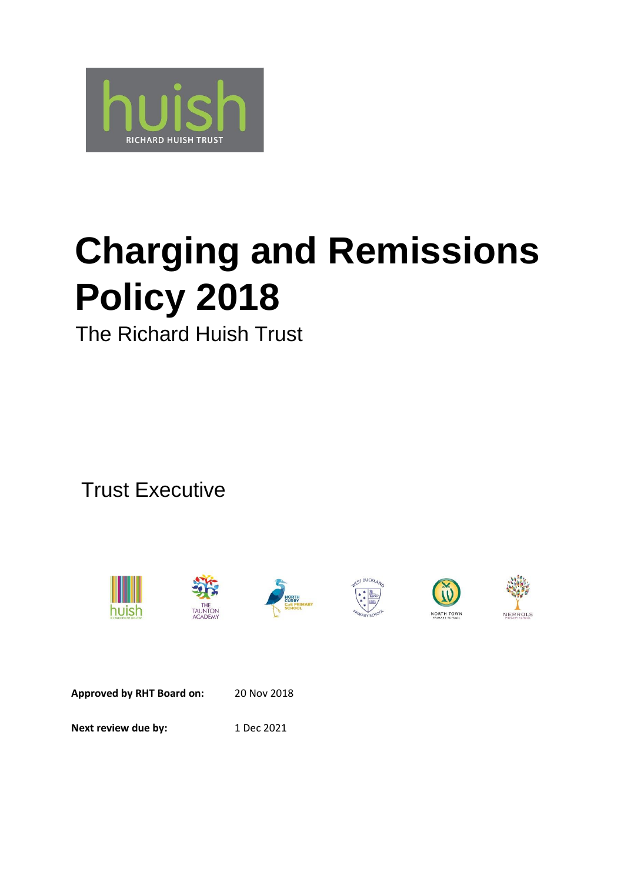# Charging and Remissions Policy 2018

The Richard Huish Trust

Trust Executive

**Approved by RHT Board on:** 20 Nov 2018

**Next review due by:** 1 Dec 2021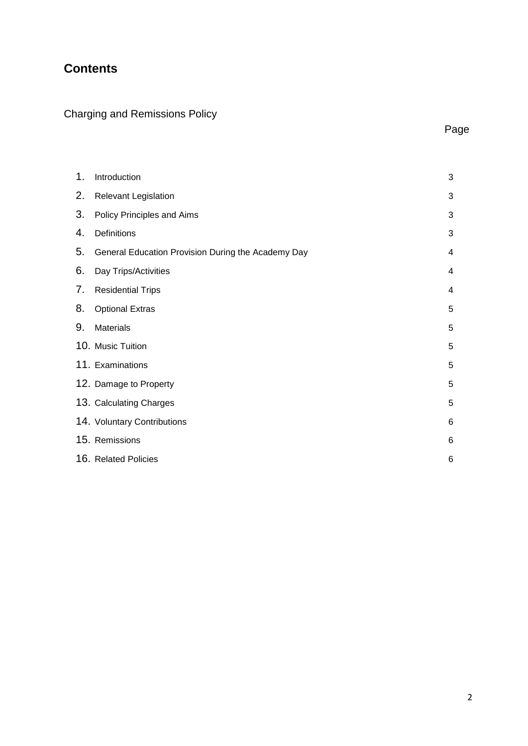## Contents

Charging and Remissions Policy

| | | Page |
|---|---|---|
| 1. | Introduction | 3 |
| 2. | Relevant Legislation | 3 |
| 3. | Policy Principles and Aims | 3 |
| 4. | Definitions | 3 |
| 5. | General Education Provision During the Academy Day | 4 |
| 6. | Day Trips/Activities | 4 |
| 7. | Residential Trips | 4 |
| 8. | Optional Extras | 5 |
| 9. | Materials | 5 |
| 10. | Music Tuition | 5 |
| 11. | Examinations | 5 |
| 12. | Damage to Property | 5 |
| 13. | Calculating Charges | 5 |
| 14. | Voluntary Contributions | 6 |
| 15. | Remissions | 6 |
| 16. | Related Policies | 6 |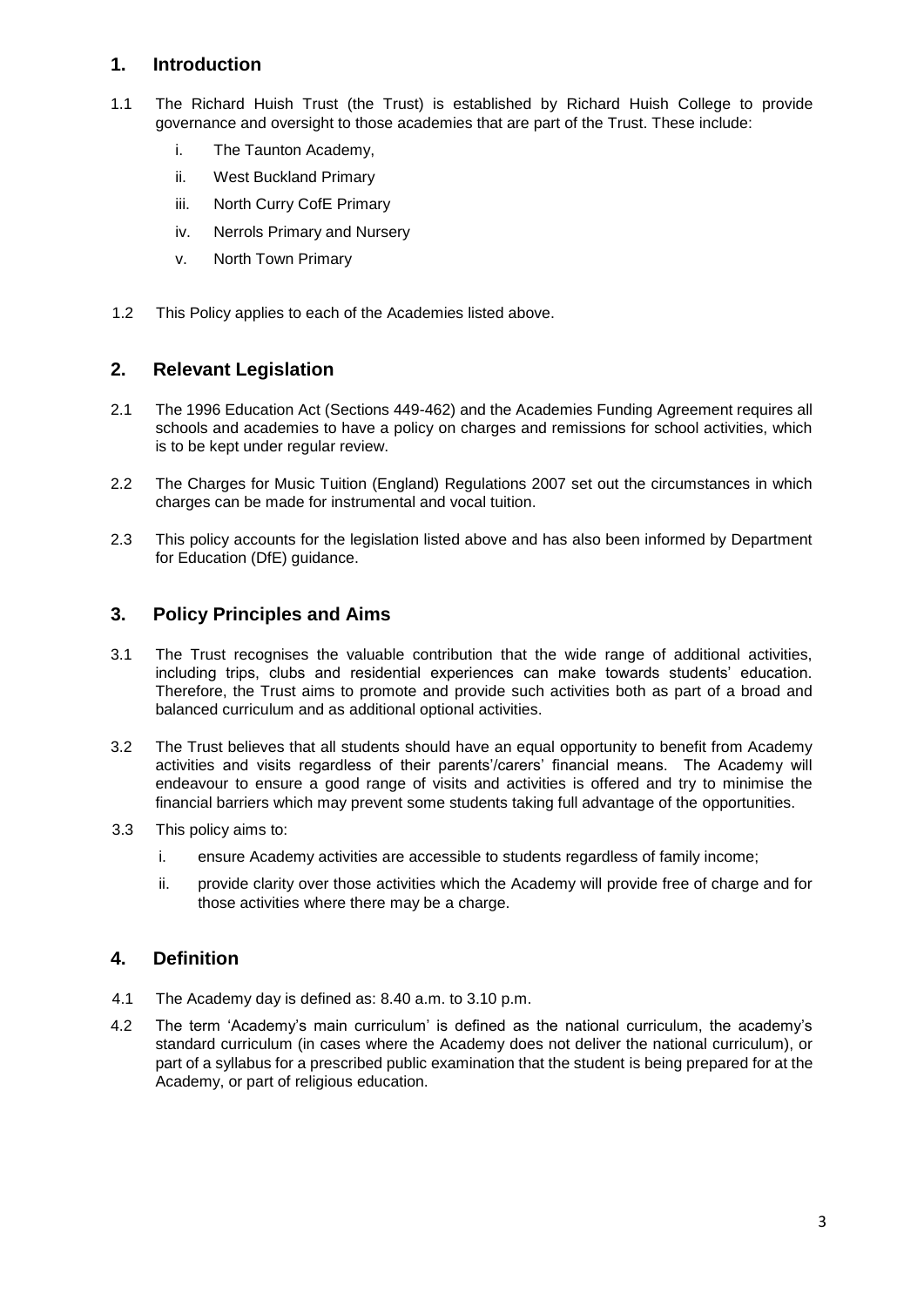## 1. Introduction

1.1 The Richard Huish Trust (the Trust) is established by Richard Huish College to provide governance and oversight to those academies that are part of the Trust. These include:

i. The Taunton Academy,

ii. West Buckland Primary

iii. North Curry CofE Primary

iv. Nerrols Primary and Nursery

v. North Town Primary

1.2 This Policy applies to each of the Academies listed above.

## 2. Relevant Legislation

2.1 The 1996 Education Act (Sections 449-462) and the Academies Funding Agreement requires all schools and academies to have a policy on charges and remissions for school activities, which is to be kept under regular review.

2.2 The Charges for Music Tuition (England) Regulations 2007 set out the circumstances in which charges can be made for instrumental and vocal tuition.

2.3 This policy accounts for the legislation listed above and has also been informed by Department for Education (DfE) guidance.

## 3. Policy Principles and Aims

3.1 The Trust recognises the valuable contribution that the wide range of additional activities, including trips, clubs and residential experiences can make towards students' education. Therefore, the Trust aims to promote and provide such activities both as part of a broad and balanced curriculum and as additional optional activities.

3.2 The Trust believes that all students should have an equal opportunity to benefit from Academy activities and visits regardless of their parents'/carers' financial means. The Academy will endeavour to ensure a good range of visits and activities is offered and try to minimise the financial barriers which may prevent some students taking full advantage of the opportunities.

3.3 This policy aims to:

i. ensure Academy activities are accessible to students regardless of family income;

ii. provide clarity over those activities which the Academy will provide free of charge and for those activities where there may be a charge.

## 4. Definition

4.1 The Academy day is defined as: 8.40 a.m. to 3.10 p.m.

4.2 The term 'Academy's main curriculum' is defined as the national curriculum, the academy's standard curriculum (in cases where the Academy does not deliver the national curriculum), or part of a syllabus for a prescribed public examination that the student is being prepared for at the Academy, or part of religious education.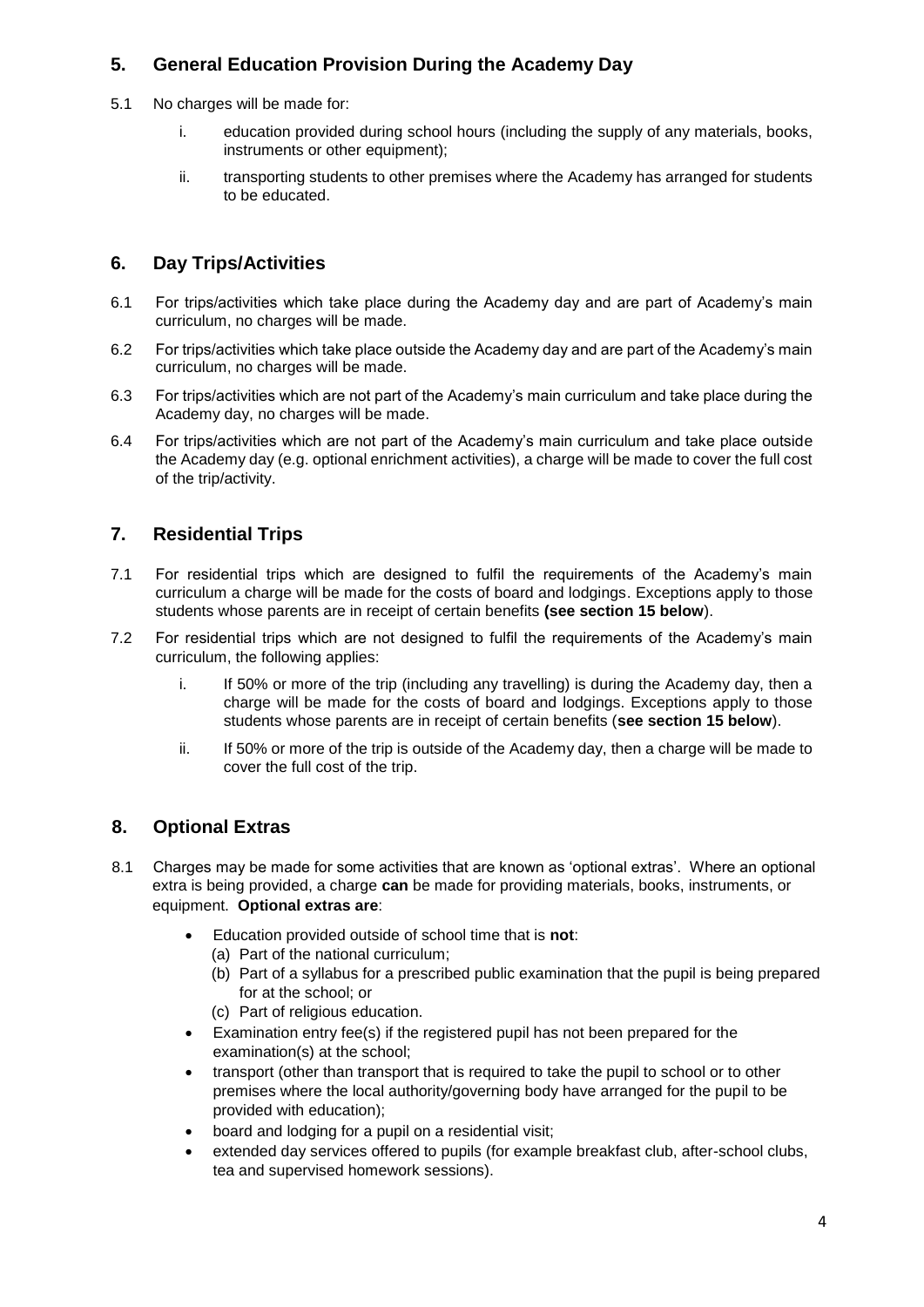## 5. General Education Provision During the Academy Day

5.1 No charges will be made for:

i. education provided during school hours (including the supply of any materials, books, instruments or other equipment);

ii. transporting students to other premises where the Academy has arranged for students to be educated.

## 6. Day Trips/Activities

6.1 For trips/activities which take place during the Academy day and are part of Academy's main curriculum, no charges will be made.

6.2 For trips/activities which take place outside the Academy day and are part of the Academy's main curriculum, no charges will be made.

6.3 For trips/activities which are not part of the Academy's main curriculum and take place during the Academy day, no charges will be made.

6.4 For trips/activities which are not part of the Academy's main curriculum and take place outside the Academy day (e.g. optional enrichment activities), a charge will be made to cover the full cost of the trip/activity.

## 7. Residential Trips

7.1 For residential trips which are designed to fulfil the requirements of the Academy's main curriculum a charge will be made for the costs of board and lodgings. Exceptions apply to those students whose parents are in receipt of certain benefits **(see section 15 below**).

7.2 For residential trips which are not designed to fulfil the requirements of the Academy's main curriculum, the following applies:

i. If 50% or more of the trip (including any travelling) is during the Academy day, then a charge will be made for the costs of board and lodgings. Exceptions apply to those students whose parents are in receipt of certain benefits (**see section 15 below**).

ii. If 50% or more of the trip is outside of the Academy day, then a charge will be made to cover the full cost of the trip.

## 8. Optional Extras

8.1 Charges may be made for some activities that are known as 'optional extras'. Where an optional extra is being provided, a charge **can** be made for providing materials, books, instruments, or equipment. **Optional extras are**:

- Education provided outside of school time that is **not**:
  (a) Part of the national curriculum;
  (b) Part of a syllabus for a prescribed public examination that the pupil is being prepared for at the school; or
  (c) Part of religious education.
- Examination entry fee(s) if the registered pupil has not been prepared for the examination(s) at the school;
- transport (other than transport that is required to take the pupil to school or to other premises where the local authority/governing body have arranged for the pupil to be provided with education);
- board and lodging for a pupil on a residential visit;
- extended day services offered to pupils (for example breakfast club, after-school clubs, tea and supervised homework sessions).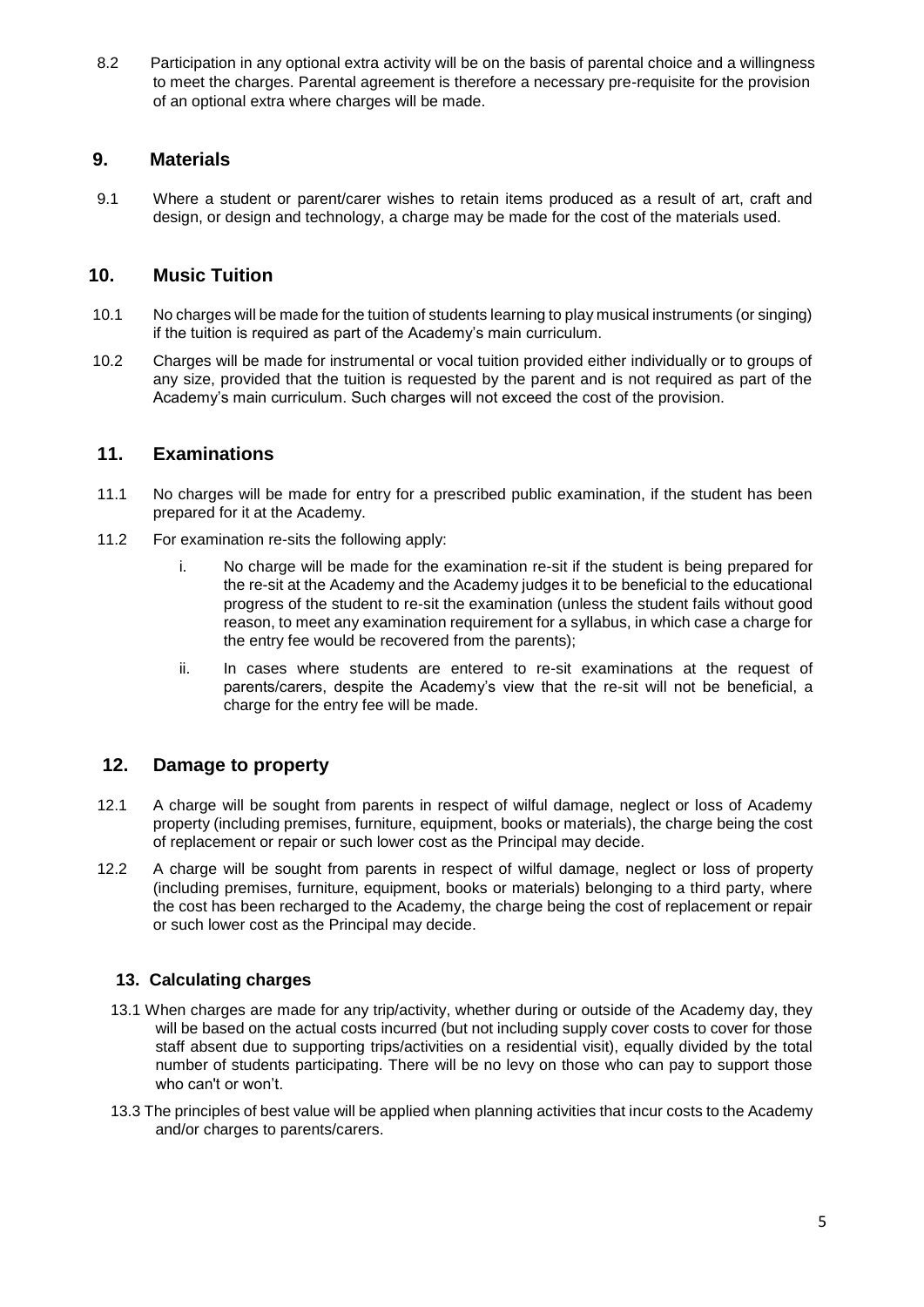8.2 Participation in any optional extra activity will be on the basis of parental choice and a willingness to meet the charges. Parental agreement is therefore a necessary pre-requisite for the provision of an optional extra where charges will be made.

## 9. Materials

9.1 Where a student or parent/carer wishes to retain items produced as a result of art, craft and design, or design and technology, a charge may be made for the cost of the materials used.

## 10. Music Tuition

10.1 No charges will be made for the tuition of students learning to play musical instruments (or singing) if the tuition is required as part of the Academy's main curriculum.

10.2 Charges will be made for instrumental or vocal tuition provided either individually or to groups of any size, provided that the tuition is requested by the parent and is not required as part of the Academy's main curriculum. Such charges will not exceed the cost of the provision.

## 11. Examinations

11.1 No charges will be made for entry for a prescribed public examination, if the student has been prepared for it at the Academy.

11.2 For examination re-sits the following apply:

i. No charge will be made for the examination re-sit if the student is being prepared for the re-sit at the Academy and the Academy judges it to be beneficial to the educational progress of the student to re-sit the examination (unless the student fails without good reason, to meet any examination requirement for a syllabus, in which case a charge for the entry fee would be recovered from the parents);

ii. In cases where students are entered to re-sit examinations at the request of parents/carers, despite the Academy's view that the re-sit will not be beneficial, a charge for the entry fee will be made.

## 12. Damage to property

12.1 A charge will be sought from parents in respect of wilful damage, neglect or loss of Academy property (including premises, furniture, equipment, books or materials), the charge being the cost of replacement or repair or such lower cost as the Principal may decide.

12.2 A charge will be sought from parents in respect of wilful damage, neglect or loss of property (including premises, furniture, equipment, books or materials) belonging to a third party, where the cost has been recharged to the Academy, the charge being the cost of replacement or repair or such lower cost as the Principal may decide.

### 13. Calculating charges

13.1 When charges are made for any trip/activity, whether during or outside of the Academy day, they will be based on the actual costs incurred (but not including supply cover costs to cover for those staff absent due to supporting trips/activities on a residential visit), equally divided by the total number of students participating. There will be no levy on those who can pay to support those who can't or won't.

13.3 The principles of best value will be applied when planning activities that incur costs to the Academy and/or charges to parents/carers.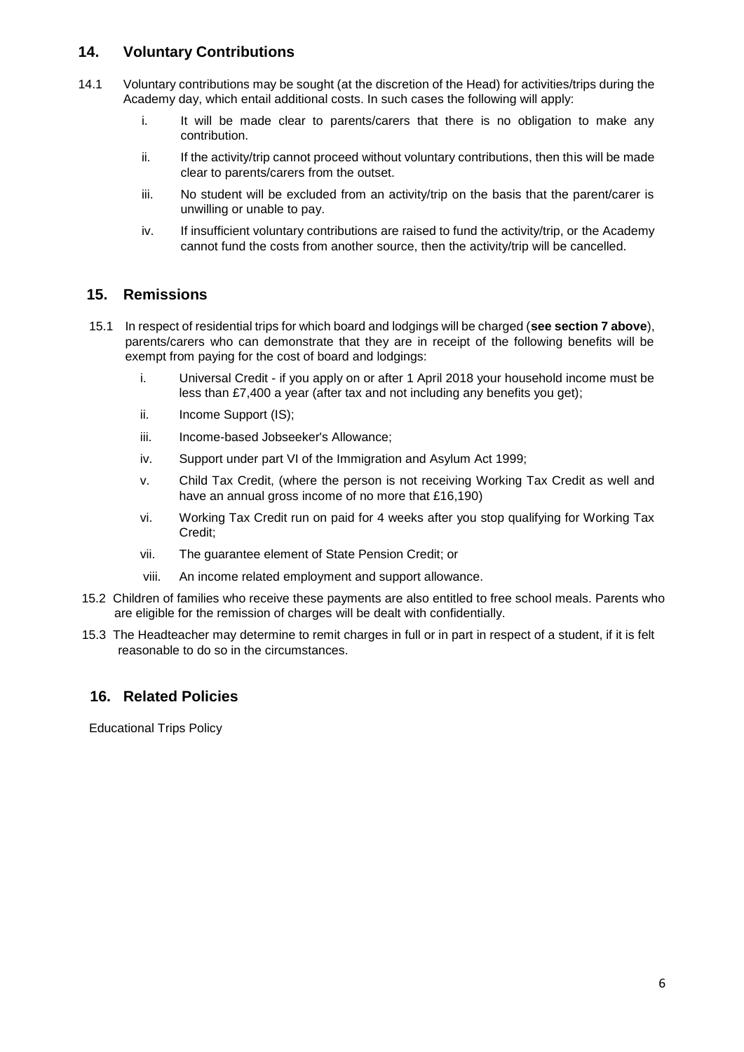## 14. Voluntary Contributions

14.1 Voluntary contributions may be sought (at the discretion of the Head) for activities/trips during the Academy day, which entail additional costs. In such cases the following will apply:

i. It will be made clear to parents/carers that there is no obligation to make any contribution.

ii. If the activity/trip cannot proceed without voluntary contributions, then this will be made clear to parents/carers from the outset.

iii. No student will be excluded from an activity/trip on the basis that the parent/carer is unwilling or unable to pay.

iv. If insufficient voluntary contributions are raised to fund the activity/trip, or the Academy cannot fund the costs from another source, then the activity/trip will be cancelled.

## 15. Remissions

15.1 In respect of residential trips for which board and lodgings will be charged (**see section 7 above**), parents/carers who can demonstrate that they are in receipt of the following benefits will be exempt from paying for the cost of board and lodgings:

i. Universal Credit - if you apply on or after 1 April 2018 your household income must be less than £7,400 a year (after tax and not including any benefits you get);

ii. Income Support (IS);

iii. Income-based Jobseeker's Allowance;

iv. Support under part VI of the Immigration and Asylum Act 1999;

v. Child Tax Credit, (where the person is not receiving Working Tax Credit as well and have an annual gross income of no more that £16,190)

vi. Working Tax Credit run on paid for 4 weeks after you stop qualifying for Working Tax Credit;

vii. The guarantee element of State Pension Credit; or

viii. An income related employment and support allowance.

15.2 Children of families who receive these payments are also entitled to free school meals. Parents who are eligible for the remission of charges will be dealt with confidentially.

15.3 The Headteacher may determine to remit charges in full or in part in respect of a student, if it is felt reasonable to do so in the circumstances.

## 16. Related Policies

Educational Trips Policy